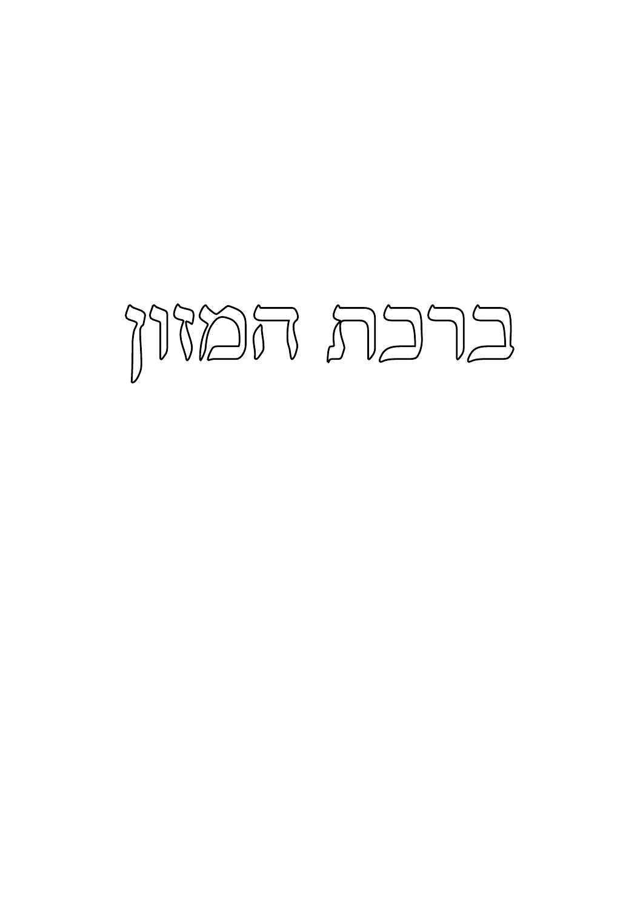# ברכת המזון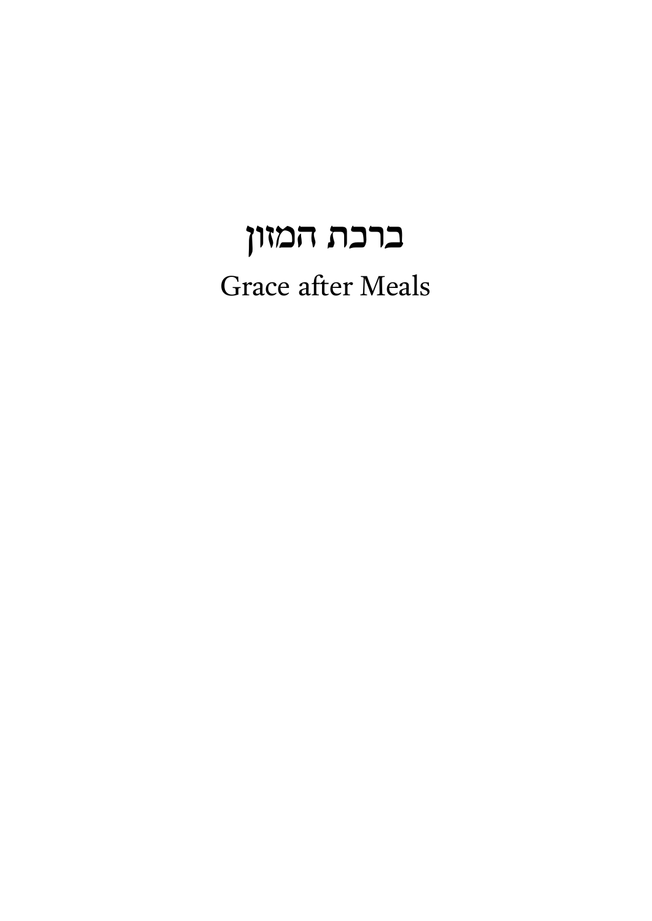# ברכת המזון

## Grace after Meals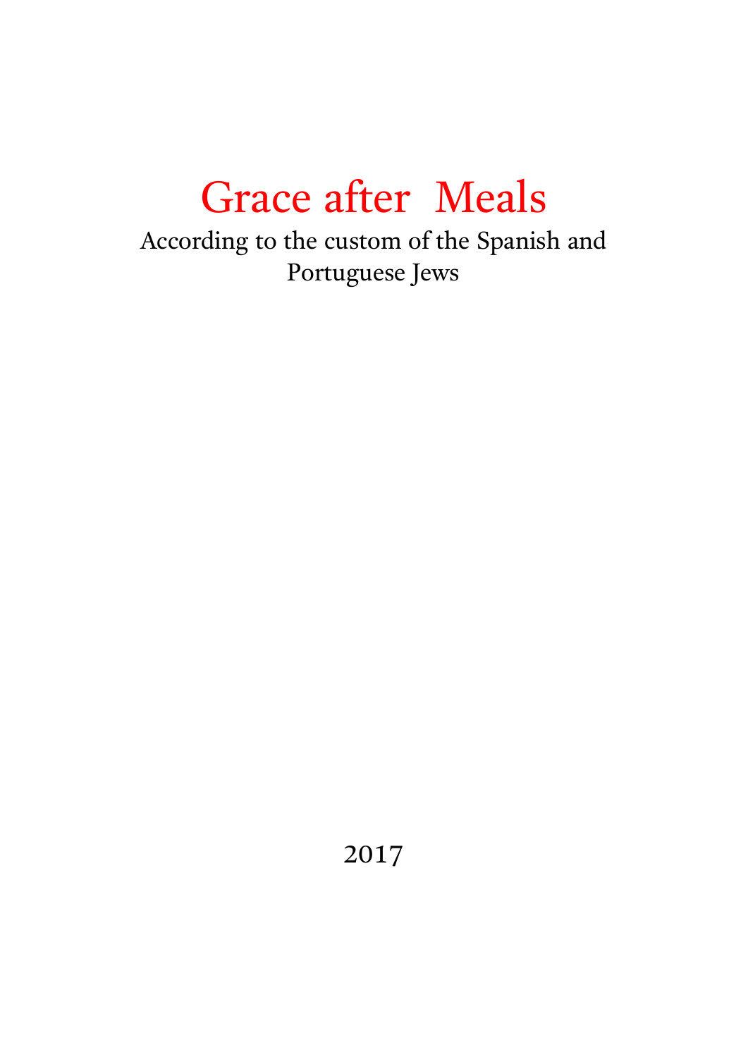# Grace after Meals

According to the custom of the Spanish and Portuguese Jews

2017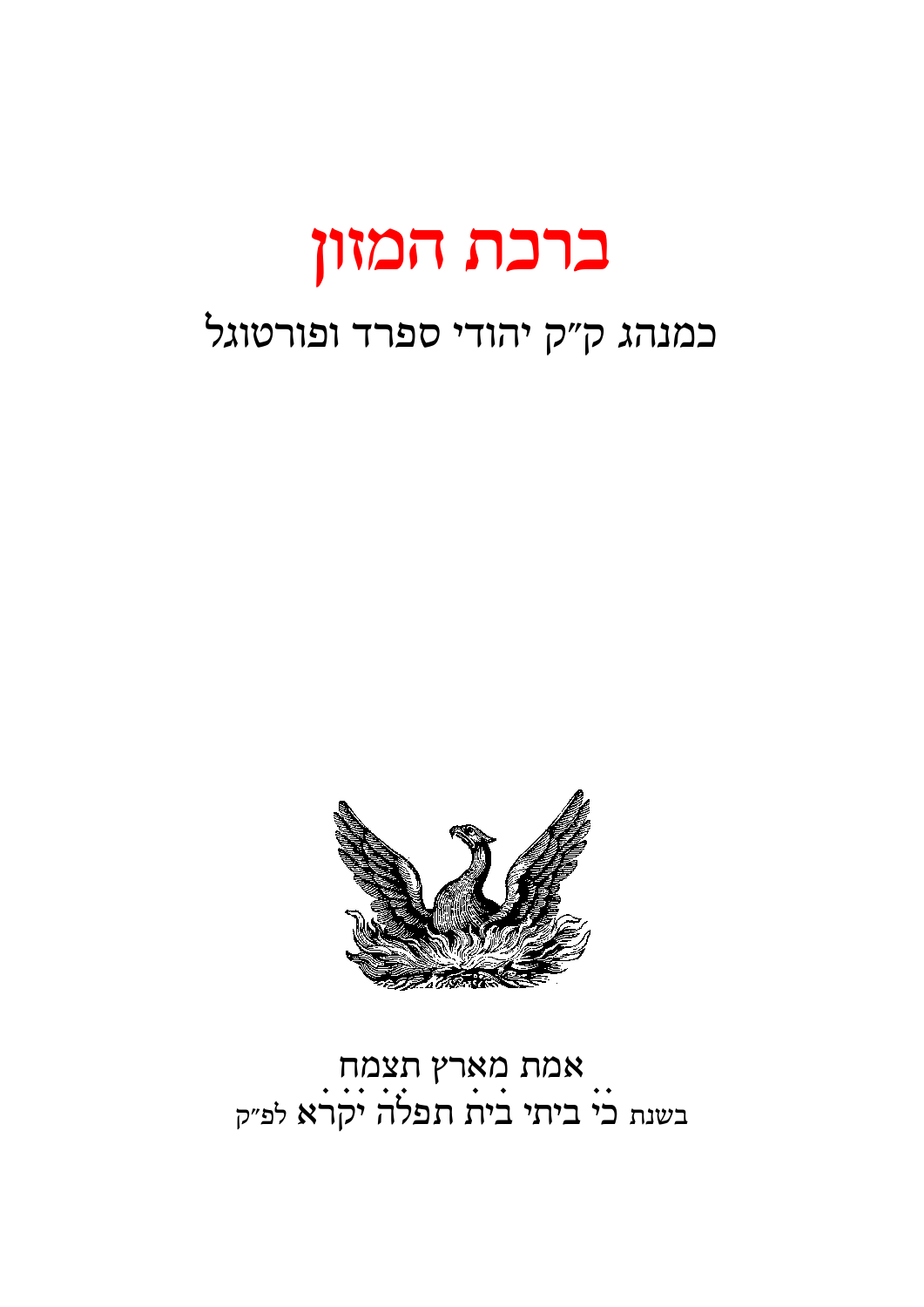# ברכת המזון

## כמנהג ק״ק יהודי ספרד ופורטוגל

אמת מארץ תצמח

בשנת כי ביתי בית תפלה יקרא לפ״ק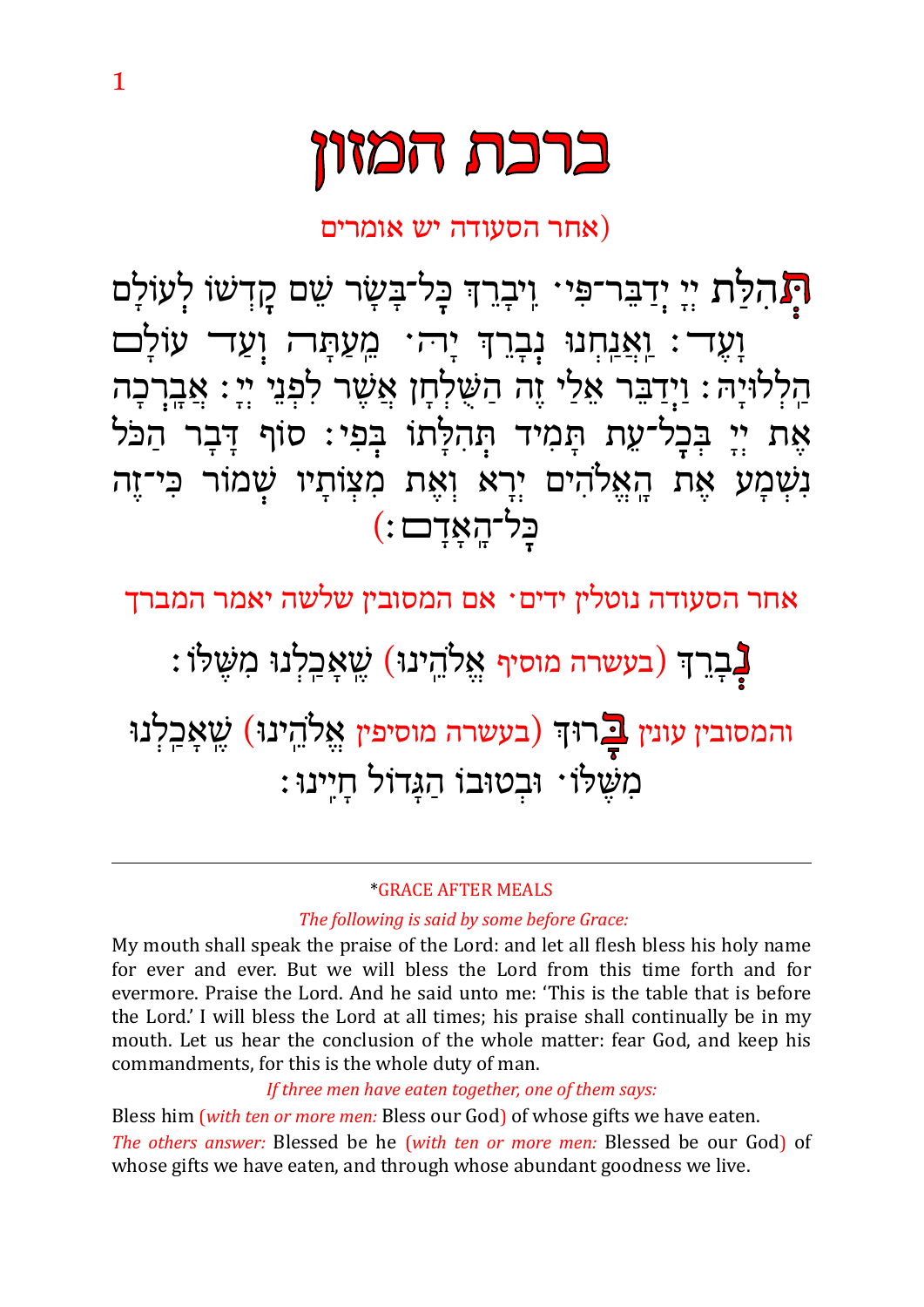# ברכת המזון

(אחר הסעודה יש אומרים

תְּהִלַּת יְיָ יְדַבֶּר־פִּי· וִיבָרֵךְ כָּל־בָּשָׂר שֵׁם קָדְשׁוֹ לְעוֹלָם וָעֶד: וַאֲנַחְנוּ נְבָרֵךְ יָהּ· מֵעַתָּה וְעַד עוֹלָם הַלְלוּיָהּ: וַיְדַבֵּר אֵלַי זֶה הַשֻּׁלְחָן אֲשֶׁר לִפְנֵי יְיָ: אֲבָרְכָה אֶת יְיָ בְּכָל־עֵת תָּמִיד תְּהִלָּתוֹ בְּפִי: סוֹף דָּבָר הַכֹּל נִשְׁמָע אֶת הָאֱלֹהִים יְרָא וְאֶת מִצְוֹתָיו שְׁמוֹר כִּי־זֶה כָּל־הָאָדָם:)

אחר הסעודה נוטלין ידים· אם המסובין שלשה יאמר המברך

נְבָרֵךְ (בעשרה מוסיף אֱלֹהֵינוּ) שֶׁאָכַלְנוּ מִשֶּׁלּוֹ:

והמסובין עונין בָּרוּךְ (בעשרה מוסיפין אֱלֹהֵינוּ) שֶׁאָכַלְנוּ מִשֶּׁלּוֹ· וּבְטוּבוֹ הַגָּדוֹל חָיִינוּ:

---

*GRACE AFTER MEALS

*The following is said by some before Grace:*

My mouth shall speak the praise of the Lord: and let all flesh bless his holy name for ever and ever. But we will bless the Lord from this time forth and for evermore. Praise the Lord. And he said unto me: 'This is the table that is before the Lord.' I will bless the Lord at all times; his praise shall continually be in my mouth. Let us hear the conclusion of the whole matter: fear God, and keep his commandments, for this is the whole duty of man.

*If three men have eaten together, one of them says:*

Bless him (*with ten or more men:* Bless our God) of whose gifts we have eaten.

*The others answer:* Blessed be he (*with ten or more men:* Blessed be our God) of whose gifts we have eaten, and through whose abundant goodness we live.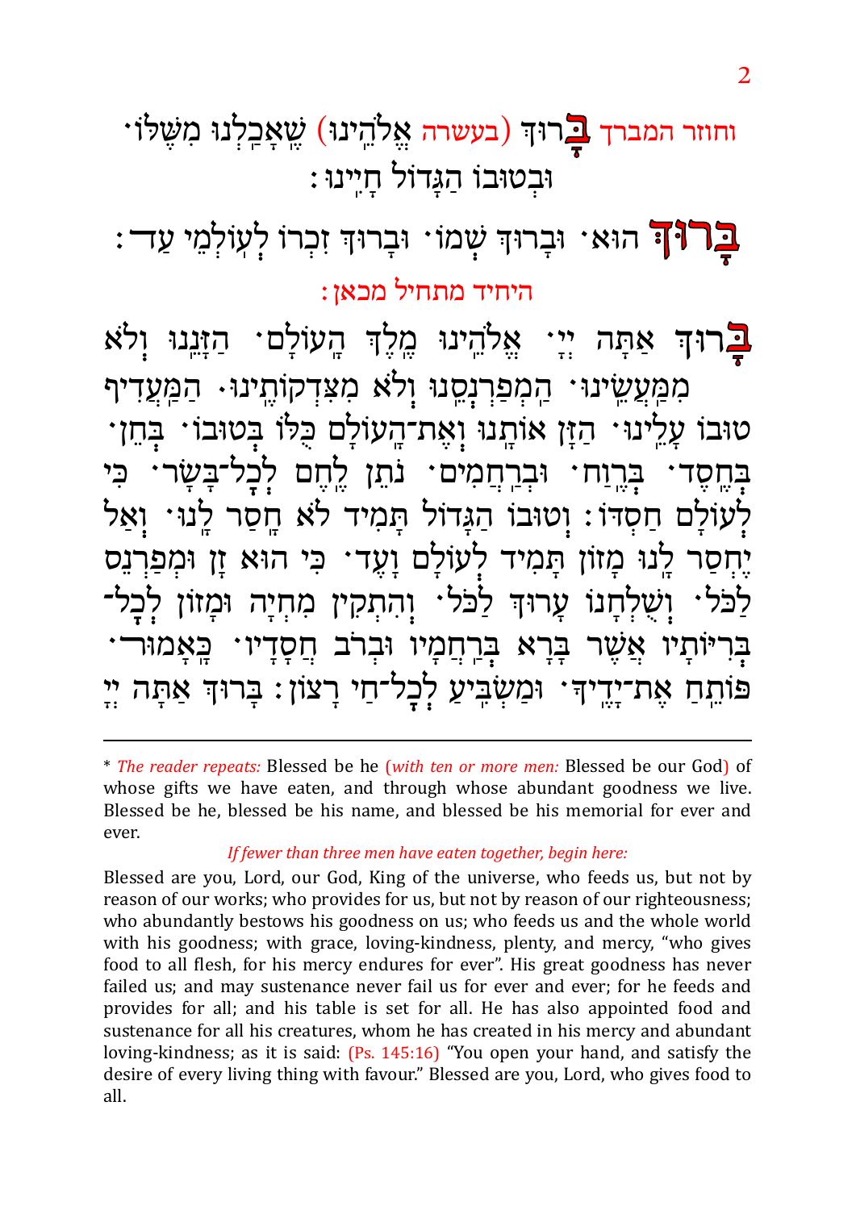וחוזר המברך **בָּ**רוּךְ (בעשרה אֱלֹהֵינוּ) שֶׁאָכַלְנוּ מִשֶּׁלּוֹ· וּבְטוּבוֹ הַגָּדוֹל חָיִינוּ:

**בָּרוּךְ** הוּא· וּבָרוּךְ שְׁמוֹ· וּבָרוּךְ זִכְרוֹ לְעוֹלְמֵי עַד:

היחיד מתחיל מכאן:

**בָּ**רוּךְ אַתָּה יְיָ· אֱלֹהֵינוּ מֶלֶךְ הָעוֹלָם· הַזָּנֵנוּ וְלֹא מִמַּעֲשֵׂינוּ· הַמְפַרְנְסֵנוּ וְלֹא מִצִּדְקוֹתֵינוּ· הַמַּעֲדִיף טוּבוֹ עָלֵינוּ· הַזָּן אוֹתָנוּ וְאֶת־הָעוֹלָם כֻּלּוֹ בְּטוּבוֹ· בְּחֵן· בְּחֶסֶד· בְּרֶוַח· וּבְרַחֲמִים· נֹתֵן לֶחֶם לְכָל־בָּשָׂר· כִּי לְעוֹלָם חַסְדּוֹ: וְטוּבוֹ הַגָּדוֹל תָּמִיד לֹא חָסַר לָנוּ· וְאַל יֶחְסַר לָנוּ מָזוֹן תָּמִיד לְעוֹלָם וָעֶד· כִּי הוּא זָן וּמְפַרְנֵס לַכֹּל· וְשֻׁלְחָנוֹ עָרוּךְ לַכֹּל· וְהִתְקִין מִחְיָה וּמָזוֹן לְכָל־בְּרִיּוֹתָיו אֲשֶׁר בָּרָא בְּרַחֲמָיו וּבְרֹב חֲסָדָיו· כָּאָמוּר· פּוֹתֵחַ אֶת־יָדֶיךָ· וּמַשְׂבִּיעַ לְכָל־חַי רָצוֹן: בָּרוּךְ אַתָּה יְיָ

---

\* *The reader repeats:* Blessed be he (*with ten or more men:* Blessed be our God) of whose gifts we have eaten, and through whose abundant goodness we live. Blessed be he, blessed be his name, and blessed be his memorial for ever and ever.

*If fewer than three men have eaten together, begin here:*

Blessed are you, Lord, our God, King of the universe, who feeds us, but not by reason of our works; who provides for us, but not by reason of our righteousness; who abundantly bestows his goodness on us; who feeds us and the whole world with his goodness; with grace, loving-kindness, plenty, and mercy, "who gives food to all flesh, for his mercy endures for ever". His great goodness has never failed us; and may sustenance never fail us for ever and ever; for he feeds and provides for all; and his table is set for all. He has also appointed food and sustenance for all his creatures, whom he has created in his mercy and abundant loving-kindness; as it is said: (Ps. 145:16) "You open your hand, and satisfy the desire of every living thing with favour." Blessed are you, Lord, who gives food to all.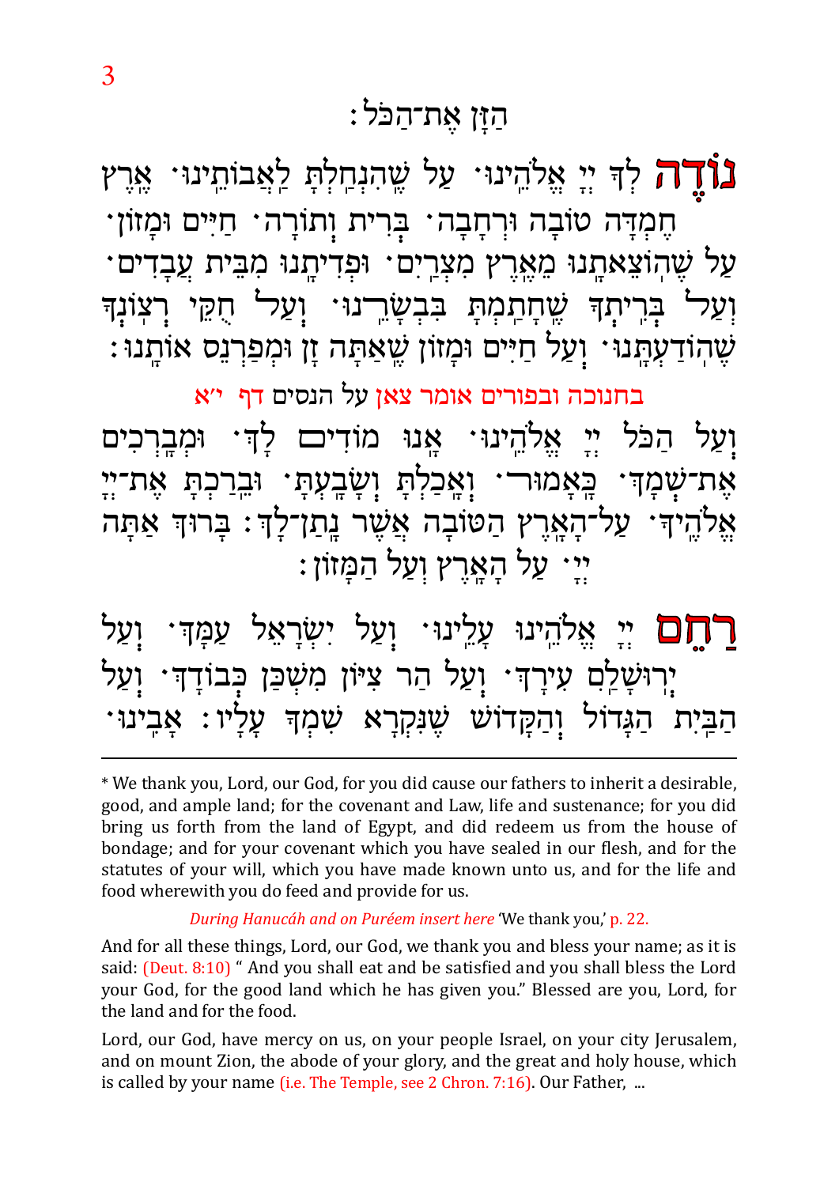הַזָּן אֶת־הַכֹּל׃

**נוֹדֶה** לְּךָ יְיָ אֱלֹהֵינוּ· עַל שֶׁהִנְחַלְתָּ לַאֲבוֹתֵינוּ· אֶרֶץ חֶמְדָּה טוֹבָה וּרְחָבָה· בְּרִית וְתוֹרָה· חַיִּים וּמָזוֹן· עַל שֶׁהוֹצֵאתָנוּ מֵאֶרֶץ מִצְרַיִם· וּפְדִיתָנוּ מִבֵּית עֲבָדִים· וְעַל בְּרִיתְךָ שֶׁחָתַמְתָּ בִּבְשָׂרֵנוּ· וְעַל חֻקֵּי רְצוֹנְךָ שֶׁהוֹדַעְתָּנוּ· וְעַל חַיִּים וּמָזוֹן שֶׁאַתָּה זָן וּמְפַרְנֵס אוֹתָנוּ׃

בחנוכה ובפורים אומר צאן על הנסים דף י״א

וְעַל הַכֹּל יְיָ אֱלֹהֵינוּ· אָנוּ מוֹדִים לָךְ· וּמְבָרְכִים אֶת־שְׁמָךְ· כָּאָמוּר· וְאָכַלְתָּ וְשָׂבָעְתָּ· וּבֵרַכְתָּ אֶת־יְיָ אֱלֹהֶיךָ· עַל־הָאָרֶץ הַטּוֹבָה אֲשֶׁר נָתַן־לָךְ׃ בָּרוּךְ אַתָּה יְיָ· עַל הָאָרֶץ וְעַל הַמָּזוֹן׃

**רַחֵם** יְיָ אֱלֹהֵינוּ עָלֵינוּ· וְעַל יִשְׂרָאֵל עַמָּךְ· וְעַל יְרוּשָׁלַיִם עִירָךְ· וְעַל הַר צִיּוֹן מִשְׁכַּן כְּבוֹדָךְ· וְעַל הַבַּיִת הַגָּדוֹל וְהַקָּדוֹשׁ שֶׁנִּקְרָא שִׁמְךָ עָלָיו׃ אָבִינוּ·

---

* We thank you, Lord, our God, for you did cause our fathers to inherit a desirable, good, and ample land; for the covenant and Law, life and sustenance; for you did bring us forth from the land of Egypt, and did redeem us from the house of bondage; and for your covenant which you have sealed in our flesh, and for the statutes of your will, which you have made known unto us, and for the life and food wherewith you do feed and provide for us.

*During Hanucáh and on Puréem insert here* 'We thank you,' p. 22.

And for all these things, Lord, our God, we thank you and bless your name; as it is said: (Deut. 8:10) " And you shall eat and be satisfied and you shall bless the Lord your God, for the good land which he has given you." Blessed are you, Lord, for the land and for the food.

Lord, our God, have mercy on us, on your people Israel, on your city Jerusalem, and on mount Zion, the abode of your glory, and the great and holy house, which is called by your name (i.e. The Temple, see 2 Chron. 7:16). Our Father, ...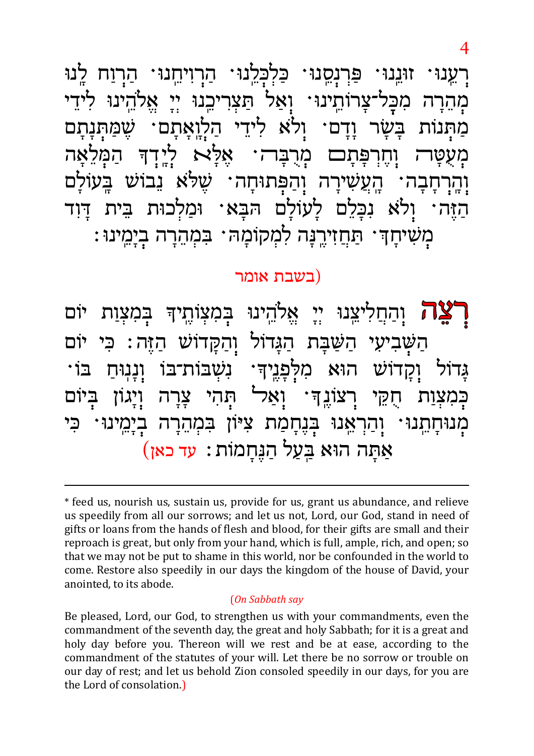רְעֵנוּ· זוּנֵנוּ· פַּרְנְסֵנוּ· כַּלְכְּלֵנוּ· הַרְוִיחֵנוּ· הַרְוַח לָנוּ מְהֵרָה מִכָּל־צָרוֹתֵינוּ· וְאַל תַּצְרִיכֵנוּ יְיָ אֱלֹהֵינוּ לִידֵי מַתְּנוֹת בָּשָׂר וָדָם· וְלֹא לִידֵי הַלְוָאָתָם· שֶׁמַּתְּנָתָם מְעֻטָה וְחֶרְפָּתָם מְרֻבָּה· אֶלָּא לְיָדְךָ הַמְּלֵאָה וְהָרְחָבָה· הָעֲשִׁירָה וְהַפְּתוּחָה· שֶׁלֹּא נֵבוֹשׁ בָּעוֹלָם הַזֶּה· וְלֹא נִכָּלֵם לָעוֹלָם הַבָּא· וּמַלְכוּת בֵּית דָּוִד מְשִׁיחָךְ· תַּחֲזִירֶנָּה לִמְקוֹמָהּ· בִּמְהֵרָה בְיָמֵינוּ:

(בשבת אומר

רְצֵה וְהַחֲלִיצֵנוּ יְיָ אֱלֹהֵינוּ בְּמִצְוֹתֶיךָ בְּמִצְוַת יוֹם הַשְּׁבִיעִי הַשַּׁבָּת הַגָּדוֹל וְהַקָּדוֹשׁ הַזֶּה: כִּי יוֹם גָּדוֹל וְקָדוֹשׁ הוּא מִלְּפָנֶיךָ· נִשְׁבּוֹת־בּוֹ וְנָנוּחַ בּוֹ· כְּמִצְוַת חֻקֵּי רְצוֹנֶךָ· וְאַל תְּהִי צָרָה וְיָגוֹן בְּיוֹם מְנוּחָתֵנוּ· וְהַרְאֵנוּ בְּנֶחָמַת צִיּוֹן בִּמְהֵרָה בְיָמֵינוּ· כִּי אַתָּה הוּא בַּעַל הַנֶּחָמוֹת: עד כאן)

---

* feed us, nourish us, sustain us, provide for us, grant us abundance, and relieve us speedily from all our sorrows; and let us not, Lord, our God, stand in need of gifts or loans from the hands of flesh and blood, for their gifts are small and their reproach is great, but only from your hand, which is full, ample, rich, and open; so that we may not be put to shame in this world, nor be confounded in the world to come. Restore also speedily in our days the kingdom of the house of David, your anointed, to its abode.

(*On Sabbath say*

Be pleased, Lord, our God, to strengthen us with your commandments, even the commandment of the seventh day, the great and holy Sabbath; for it is a great and holy day before you. Thereon will we rest and be at ease, according to the commandment of the statutes of your will. Let there be no sorrow or trouble on our day of rest; and let us behold Zion consoled speedily in our days, for you are the Lord of consolation.)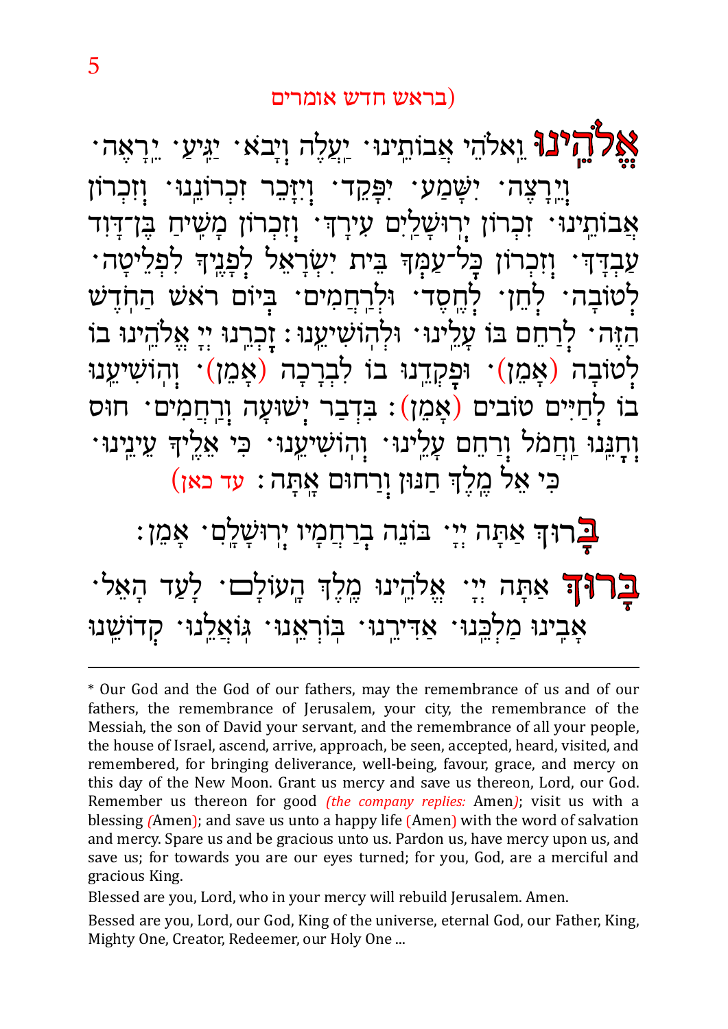(בראש חדש אומרים)

**אֱלֹהֵינוּ** וֵאלֹהֵי אֲבוֹתֵינוּ· יַעֲלֶה וְיָבֹא· יַגִּיעַ· יֵרָאֶה· וְיֵרָצֶה· יִשָּׁמַע· יִפָּקֵד· וְיִזָּכֵר זִכְרוֹנֵנוּ· וְזִכְרוֹן אֲבוֹתֵינוּ· זִכְרוֹן יְרוּשָׁלַיִם עִירָךְ· וְזִכְרוֹן מָשִׁיחַ בֶּן־דָּוִד עַבְדָּךְ· וְזִכְרוֹן כָּל־עַמְּךָ בֵּית יִשְׂרָאֵל לְפָנֶיךָ לִפְלֵיטָה· לְטוֹבָה· לְחֵן· לְחֶסֶד· וּלְרַחֲמִים· בְּיוֹם רֹאשׁ הַחֹדֶשׁ הַזֶּה· לְרַחֵם בּוֹ עָלֵינוּ· וּלְהוֹשִׁיעֵנוּ: זָכְרֵנוּ יְיָ אֱלֹהֵינוּ בּוֹ לְטוֹבָה (אָמֵן)· וּפָקְדֵנוּ בוֹ לִבְרָכָה (אָמֵן)· וְהוֹשִׁיעֵנוּ בוֹ לְחַיִּים טוֹבִים (אָמֵן): בִּדְבַר יְשׁוּעָה וְרַחֲמִים· חוּס וְחָנֵּנוּ וַחֲמֹל וְרַחֵם עָלֵינוּ· וְהוֹשִׁיעֵנוּ· כִּי אֵלֶיךָ עֵינֵינוּ· כִּי אֵל מֶלֶךְ חַנּוּן וְרַחוּם אָתָּה: (עד כאן)

**בָּ**רוּךְ אַתָּה יְיָ· בּוֹנֵה בְרַחֲמָיו יְרוּשָׁלַיִם· אָמֵן:

**בָּרוּךְ** אַתָּה יְיָ· אֱלֹהֵינוּ מֶלֶךְ הָעוֹלָם· לָעַד הָאֵל· אָבִינוּ מַלְכֵּנוּ· אַדִּירֵנוּ· בּוֹרְאֵנוּ· גּוֹאֲלֵנוּ· קְדוֹשֵׁנוּ

---

* Our God and the God of our fathers, may the remembrance of us and of our fathers, the remembrance of Jerusalem, your city, the remembrance of the Messiah, the son of David your servant, and the remembrance of all your people, the house of Israel, ascend, arrive, approach, be seen, accepted, heard, visited, and remembered, for bringing deliverance, well-being, favour, grace, and mercy on this day of the New Moon. Grant us mercy and save us thereon, Lord, our God. Remember us thereon for good *(the company replies:* Amen*)*; visit us with a blessing *(*Amen); and save us unto a happy life (Amen) with the word of salvation and mercy. Spare us and be gracious unto us. Pardon us, have mercy upon us, and save us; for towards you are our eyes turned; for you, God, are a merciful and gracious King.

Blessed are you, Lord, who in your mercy will rebuild Jerusalem. Amen.

Bessed are you, Lord, our God, King of the universe, eternal God, our Father, King, Mighty One, Creator, Redeemer, our Holy One ...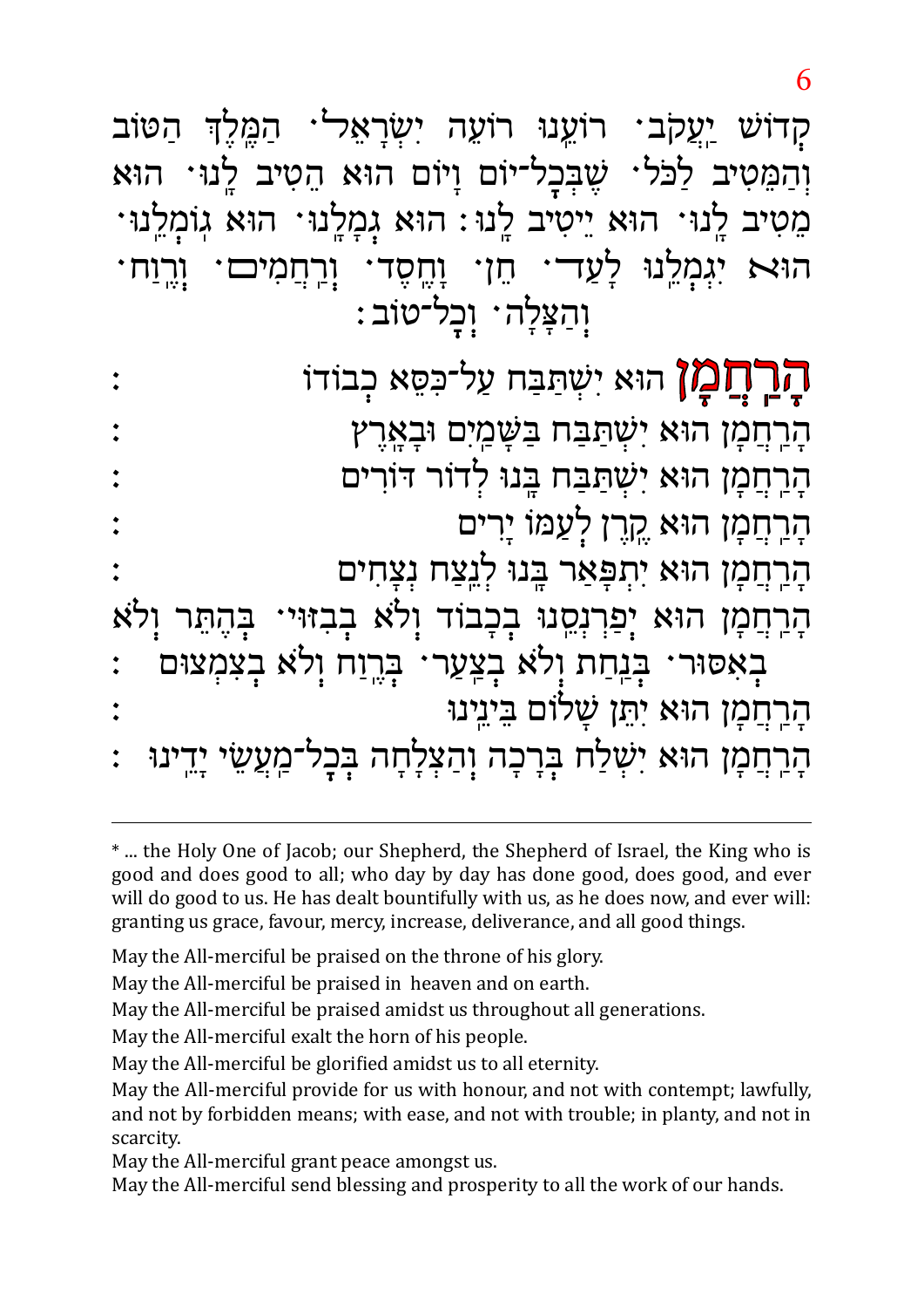קְדוֹשׁ יַעֲקֹב· רוֹעֵנוּ רוֹעֵה יִשְׂרָאֵל· הַמֶּלֶךְ הַטּוֹב וְהַמֵּטִיב לַכֹּל· שֶׁבְּכָל־יוֹם וָיוֹם הוּא הֵטִיב לָנוּ· הוּא מֵטִיב לָנוּ· הוּא יֵיטִיב לָנוּ: הוּא גְמָלָנוּ· הוּא גוֹמְלֵנוּ· הוּא יִגְמְלֵנוּ לָעַד· חֵן· וָחֶסֶד· וְרַחֲמִים· וְרֶוַח· וְהַצָּלָה· וְכָל־טוֹב:

**הָרַחֲמָן** הוּא יִשְׁתַּבַּח עַל־כִּסֵּא כְבוֹדוֹ :

הָרַחֲמָן הוּא יִשְׁתַּבַּח בַּשָּׁמַיִם וּבָאָרֶץ :

הָרַחֲמָן הוּא יִשְׁתַּבַּח בָּנוּ לְדוֹר דּוֹרִים :

הָרַחֲמָן הוּא קֶרֶן לְעַמּוֹ יָרִים :

הָרַחֲמָן הוּא יִתְפָּאַר בָּנוּ לָנֶצַח נְצָחִים :

הָרַחֲמָן הוּא יְפַרְנְסֵנוּ בְכָבוֹד וְלֹא בְבִזּוּי· בְּהֶתֵּר וְלֹא בְאִסּוּר· בְּנַחַת וְלֹא בְצַעַר· בְּרֶוַח וְלֹא בְצִמְצוּם :

הָרַחֲמָן הוּא יִתֵּן שָׁלוֹם בֵּינֵינוּ :

הָרַחֲמָן הוּא יִשְׁלַח בְּרָכָה וְהַצְלָחָה בְּכָל־מַעֲשֵׂי יָדֵינוּ :

---

* ... the Holy One of Jacob; our Shepherd, the Shepherd of Israel, the King who is good and does good to all; who day by day has done good, does good, and ever will do good to us. He has dealt bountifully with us, as he does now, and ever will: granting us grace, favour, mercy, increase, deliverance, and all good things.

May the All-merciful be praised on the throne of his glory.

May the All-merciful be praised in heaven and on earth.

May the All-merciful be praised amidst us throughout all generations.

May the All-merciful exalt the horn of his people.

May the All-merciful be glorified amidst us to all eternity.

May the All-merciful provide for us with honour, and not with contempt; lawfully, and not by forbidden means; with ease, and not with trouble; in planty, and not in scarcity.

May the All-merciful grant peace amongst us.

May the All-merciful send blessing and prosperity to all the work of our hands.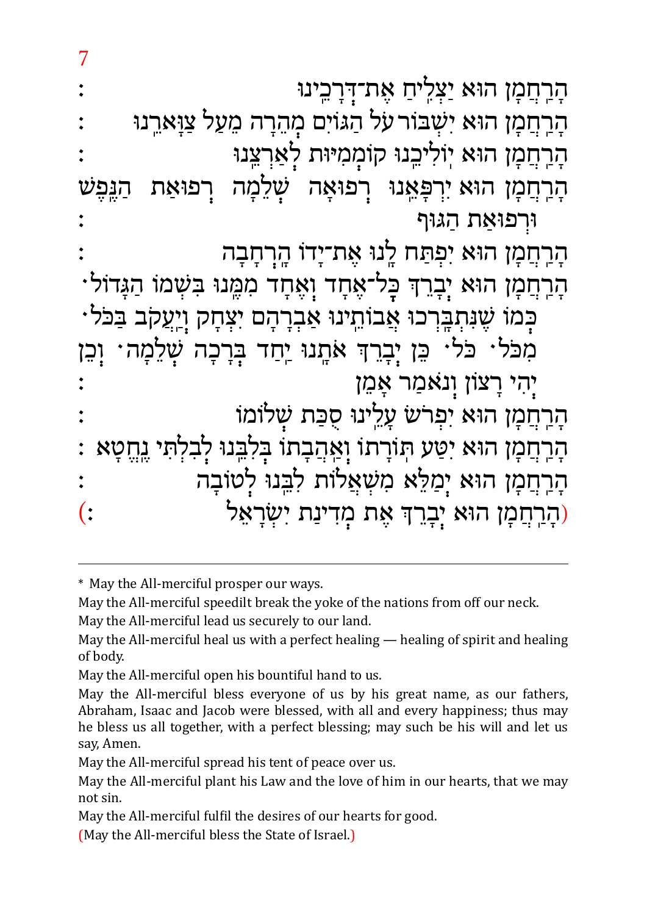הָרַחֲמָן הוּא יַצְלִיחַ אֶת־דְּרָכֵינוּ :

הָרַחֲמָן הוּא יִשְׁבּוֹר עֹל הַגּוֹיִם מְהֵרָה מֵעַל צַוָּארֵנוּ :

הָרַחֲמָן הוּא יוֹלִיכֵנוּ קוֹמְמִיּוּת לְאַרְצֵנוּ :

הָרַחֲמָן הוּא יְרַפְּאֵנוּ רְפוּאָה שְׁלֵמָה רְפוּאַת הַנֶּפֶשׁ וּרְפוּאַת הַגּוּף :

הָרַחֲמָן הוּא יִפְתַּח לָנוּ אֶת־יָדוֹ הָרְחָבָה :

הָרַחֲמָן הוּא יְבָרֵךְ כָּל־אֶחָד וְאֶחָד מִמֶּנּוּ בִּשְׁמוֹ הַגָּדוֹל· כְּמוֹ שֶׁנִּתְבָּרְכוּ אֲבוֹתֵינוּ אַבְרָהָם יִצְחָק וְיַעֲקֹב בַּכֹּל· מִכֹּל· כֹּל· כֵּן יְבָרֵךְ אוֹתָנוּ יַחַד בְּרָכָה שְׁלֵמָה· וְכֵן יְהִי רָצוֹן וְנֹאמַר אָמֵן :

הָרַחֲמָן הוּא יִפְרֹשׂ עָלֵינוּ סֻכַּת שְׁלוֹמוֹ :

הָרַחֲמָן הוּא יִטַּע תּוֹרָתוֹ וְאַהֲבָתוֹ בְּלִבֵּנוּ לְבִלְתִּי נֶחֱטָא :

הָרַחֲמָן הוּא יְמַלֵּא מִשְׁאֲלוֹת לִבֵּנוּ לְטוֹבָה :

(הָרַחֲמָן הוּא יְבָרֵךְ אֶת מְדִינַת יִשְׂרָאֵל :)

---

* May the All-merciful prosper our ways.

May the All-merciful speedilt break the yoke of the nations from off our neck.

May the All-merciful lead us securely to our land.

May the All-merciful heal us with a perfect healing — healing of spirit and healing of body.

May the All-merciful open his bountiful hand to us.

May the All-merciful bless everyone of us by his great name, as our fathers, Abraham, Isaac and Jacob were blessed, with all and every happiness; thus may he bless us all together, with a perfect blessing; may such be his will and let us say, Amen.

May the All-merciful spread his tent of peace over us.

May the All-merciful plant his Law and the love of him in our hearts, that we may not sin.

May the All-merciful fulfil the desires of our hearts for good.

(May the All-merciful bless the State of Israel.)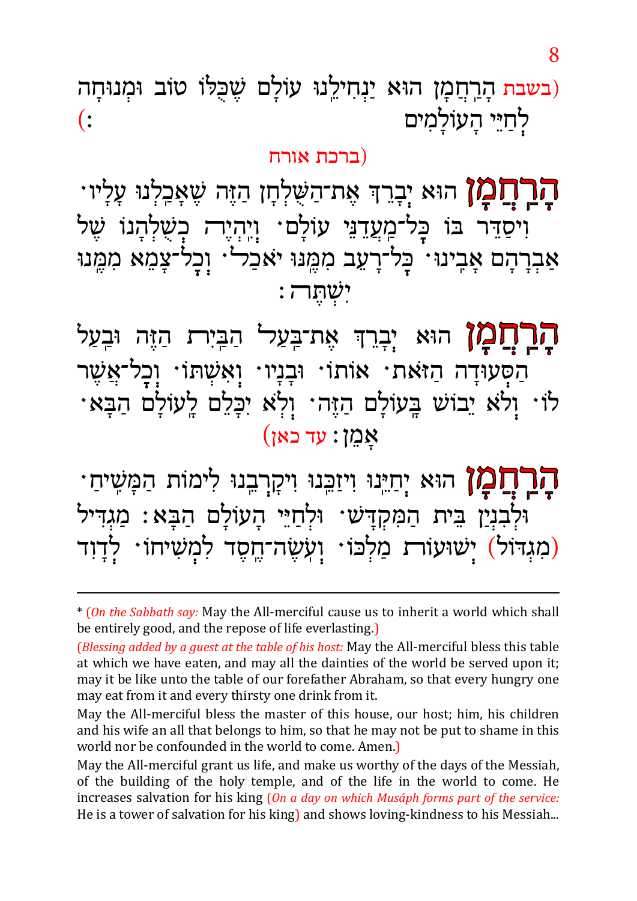(בשבת הָרַחֲמָן הוּא יַנְחִילֵנוּ עוֹלָם שֶׁכֻּלּוֹ טוֹב וּמְנוּחָה לְחַיֵּי הָעוֹלָמִים :)

(ברכת אורח

**הָרַחֲמָן** הוּא יְבָרֵךְ אֶת־הַשֻּׁלְחָן הַזֶּה שֶׁאָכַלְנוּ עָלָיו· וִיסַדֵּר בּוֹ כָּל־מַעֲדַנֵּי עוֹלָם· וְיִהְיֶה כְּשֻׁלְחָנוֹ שֶׁל אַבְרָהָם אָבִינוּ· כָּל־רָעֵב מִמֶּנּוּ יֹאכַל· וְכָל־צָמֵא מִמֶּנּוּ יִשְׁתֶּה:

**הָרַחֲמָן** הוּא יְבָרֵךְ אֶת־בַּעַל הַבַּיִת הַזֶּה וּבַעַל הַסְּעוּדָה הַזֹּאת· אוֹתוֹ· וּבָנָיו· וְאִשְׁתּוֹ· וְכָל־אֲשֶׁר לוֹ· וְלֹא יֵבוֹשׁ בָּעוֹלָם הַזֶּה· וְלֹא יִכָּלֵם לָעוֹלָם הַבָּא· אָמֵן: עד כאן)

**הָרַחֲמָן** הוּא יְחַיֵּנוּ וִיזַכֵּנוּ וִיקָרְבֵנוּ לִימוֹת הַמָּשִׁיחַ· וּלְבִנְיַן בֵּית הַמִּקְדָּשׁ· וּלְחַיֵּי הָעוֹלָם הַבָּא: מַגְדִּיל (מִגְדּוֹל) יְשׁוּעוֹת מַלְכּוֹ· וְעֹשֶׂה־חֶסֶד לִמְשִׁיחוֹ· לְדָוִד

---

* (*On the Sabbath say:* May the All-merciful cause us to inherit a world which shall be entirely good, and the repose of life everlasting.)

(*Blessing added by a guest at the table of his host:* May the All-merciful bless this table at which we have eaten, and may all the dainties of the world be served upon it; may it be like unto the table of our forefather Abraham, so that every hungry one may eat from it and every thirsty one drink from it.

May the All-merciful bless the master of this house, our host; him, his children and his wife an all that belongs to him, so that he may not be put to shame in this world nor be confounded in the world to come. Amen.)

May the All-merciful grant us life, and make us worthy of the days of the Messiah, of the building of the holy temple, and of the life in the world to come. He increases salvation for his king (*On a day on which Muśáph forms part of the service:* He is a tower of salvation for his king) and shows loving-kindness to his Messiah...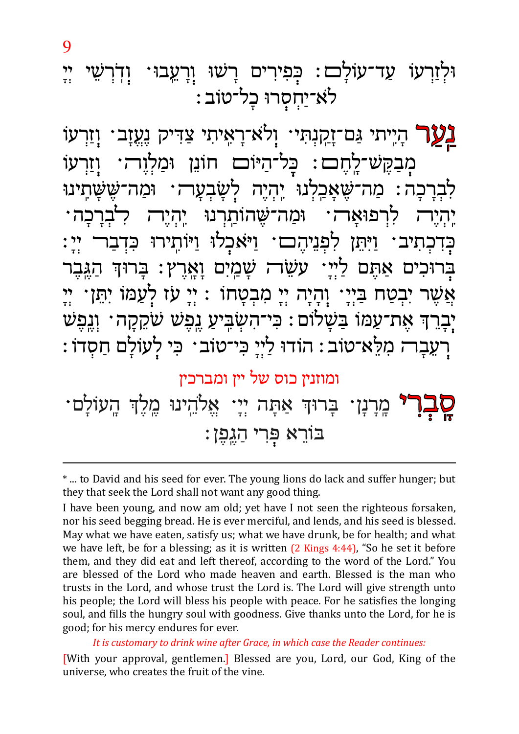וּלְזַרְעוֹ עַד־עוֹלָם: כְּפִירִים רָשׁוּ וְרָעֵבוּ׳ וְדֹרְשֵׁי יְיָ לֹא־יַחְסְרוּ כָל־טוֹב:

**נַעַר** הָיִיתִי גַּם־זָקַנְתִּי׳ וְלֹא־רָאִיתִי צַדִּיק נֶעֱזָב׳ וְזַרְעוֹ מְבַקֶּשׁ־לָחֶם: כָּל־הַיּוֹם חוֹנֵן וּמַלְוֶה׳ וְזַרְעוֹ לִבְרָכָה: מַה־שֶּׁאָכַלְנוּ יִהְיֶה לְשָׂבְעָה׳ וּמַה־שֶּׁשָּׁתִינוּ יִהְיֶה לִרְפוּאָה׳ וּמַה־שֶּׁהוֹתַרְנוּ יִהְיֶה לִבְרָכָה׳ כְּדִכְתִיב׳ וַיִּתֵּן לִפְנֵיהֶם׳ וַיֹּאכְלוּ וַיּוֹתִירוּ כִּדְבַר יְיָ: בְּרוּכִים אַתֶּם לַייָ׳ עֹשֵׂה שָׁמַיִם וָאָרֶץ: בָּרוּךְ הַגֶּבֶר אֲשֶׁר יִבְטַח בַּייָ׳ וְהָיָה יְיָ מִבְטַחוֹ: יְיָ עֹז לְעַמּוֹ יִתֵּן׳ יְיָ יְבָרֵךְ אֶת־עַמּוֹ בַשָּׁלוֹם: כִּי־הִשְׂבִּיעַ נֶפֶשׁ שֹׁקֵקָה׳ וְנֶפֶשׁ רְעֵבָה מִלֵּא־טוֹב: הוֹדוּ לַייָ כִּי־טוֹב׳ כִּי לְעוֹלָם חַסְדּוֹ:

ומוזגין כוס של יין ומברכין

**סַבְרִי** מָרָנָן׳ בָּרוּךְ אַתָּה יְיָ אֱלֹהֵינוּ מֶלֶךְ הָעוֹלָם׳ בּוֹרֵא פְּרִי הַגֶּפֶן:

---

\* ... to David and his seed for ever. The young lions do lack and suffer hunger; but they that seek the Lord shall not want any good thing.

I have been young, and now am old; yet have I not seen the righteous forsaken, nor his seed begging bread. He is ever merciful, and lends, and his seed is blessed. May what we have eaten, satisfy us; what we have drunk, be for health; and what we have left, be for a blessing; as it is written (2 Kings 4:44), "So he set it before them, and they did eat and left thereof, according to the word of the Lord." You are blessed of the Lord who made heaven and earth. Blessed is the man who trusts in the Lord, and whose trust the Lord is. The Lord will give strength unto his people; the Lord will bless his people with peace. For he satisfies the longing soul, and fills the hungry soul with goodness. Give thanks unto the Lord, for he is good; for his mercy endures for ever.

*It is customary to drink wine after Grace, in which case the Reader continues:*

[With your approval, gentlemen.] Blessed are you, Lord, our God, King of the universe, who creates the fruit of the vine.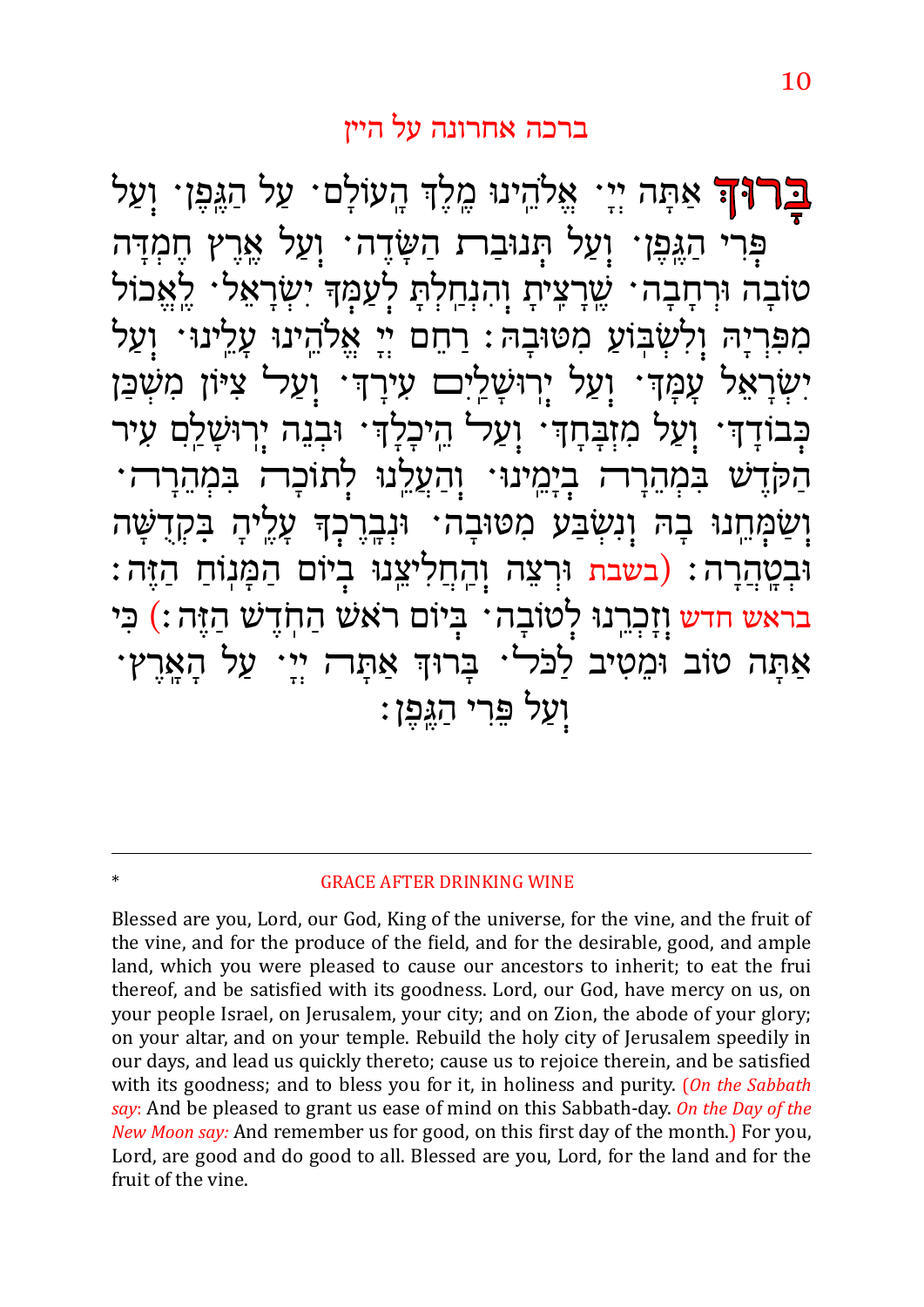## ברכה אחרונה על היין

**בָּרוּךְ** אַתָּה יְיָ· אֱלֹהֵינוּ מֶלֶךְ הָעוֹלָם· עַל הַגֶּפֶן· וְעַל פְּרִי הַגֶּפֶן· וְעַל תְּנוּבַת הַשָּׂדֶה· וְעַל אֶרֶץ חֶמְדָּה טוֹבָה וּרְחָבָה· שֶׁרָצִיתָ וְהִנְחַלְתָּ לְעַמְּךָ יִשְׂרָאֵל· לֶאֱכוֹל מִפִּרְיָהּ וְלִשְׂבּוֹעַ מִטּוּבָהּ: רַחֵם יְיָ אֱלֹהֵינוּ עָלֵינוּ· וְעַל יִשְׂרָאֵל עַמָּךְ· וְעַל יְרוּשָׁלַיִם עִירָךְ· וְעַל צִיּוֹן מִשְׁכַּן כְּבוֹדָךְ· וְעַל מִזְבְּחָךְ· וְעַל הֵיכָלָךְ· וּבְנֵה יְרוּשָׁלַיִם עִיר הַקֹּדֶשׁ בִּמְהֵרָה בְיָמֵינוּ· וְהַעֲלֵנוּ לְתוֹכָהּ בִּמְהֵרָה· וְשַׂמְּחֵנוּ בָהּ וְנִשְׂבַּע מִטּוּבָהּ· וּנְבָרֶכְךָ עָלֶיהָ בִּקְדֻשָּׁה וּבְטָהֳרָה: (בשבת וּרְצֵה וְהַחֲלִיצֵנוּ בְּיוֹם הַמָּנוֹחַ הַזֶּה: בראש חדש וְזָכְרֵנוּ לְטוֹבָה· בְּיוֹם רֹאשׁ הַחֹדֶשׁ הַזֶּה:) כִּי אַתָּה טוֹב וּמֵטִיב לַכֹּל· בָּרוּךְ אַתָּה יְיָ· עַל הָאָרֶץ· וְעַל פְּרִי הַגֶּפֶן:

---

\* GRACE AFTER DRINKING WINE

Blessed are you, Lord, our God, King of the universe, for the vine, and the fruit of the vine, and for the produce of the field, and for the desirable, good, and ample land, which you were pleased to cause our ancestors to inherit; to eat the frui thereof, and be satisfied with its goodness. Lord, our God, have mercy on us, on your people Israel, on Jerusalem, your city; and on Zion, the abode of your glory; on your altar, and on your temple. Rebuild the holy city of Jerusalem speedily in our days, and lead us quickly thereto; cause us to rejoice therein, and be satisfied with its goodness; and to bless you for it, in holiness and purity. (*On the Sabbath say*: And be pleased to grant us ease of mind on this Sabbath-day. *On the Day of the New Moon say:* And remember us for good, on this first day of the month.) For you, Lord, are good and do good to all. Blessed are you, Lord, for the land and for the fruit of the vine.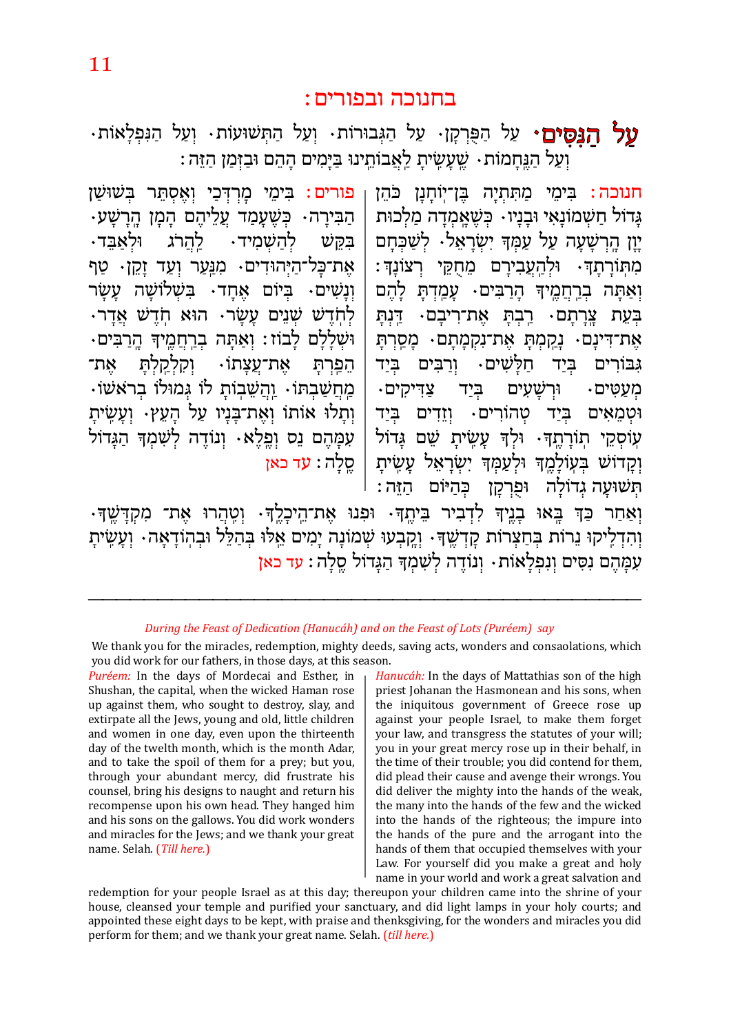## בחנוכה ובפורים:

**עַל הַנִּסִּים**· עַל הַפֻּרְקָן· עַל הַגְּבוּרוֹת· וְעַל הַתְּשׁוּעוֹת· וְעַל הַנִּפְלָאוֹת· וְעַל הַנֶּחָמוֹת· שֶׁעָשִׂיתָ לַאֲבוֹתֵינוּ בַּיָּמִים הָהֵם וּבַזְּמַן הַזֶּה:

חנוכה: בִּימֵי מַתִּתְיָה בֶּן־יוֹחָנָן כֹּהֵן גָּדוֹל חַשְׁמוֹנָאִי וּבָנָיו· כְּשֶׁעָמְדָה מַלְכוּת יָוָן הָרְשָׁעָה עַל עַמְּךָ יִשְׂרָאֵל· לְשַׁכְּחָם מִתּוֹרָתֶךָ· וּלְהַעֲבִירָם מֵחֻקֵּי רְצוֹנָךְ: וְאַתָּה בְּרַחֲמֶיךָ הָרַבִּים· עָמַדְתָּ לָהֶם בְּעֵת צָרָתָם· רַבְתָּ אֶת־רִיבָם· דַּנְתָּ אֶת־דִּינָם· נָקַמְתָּ אֶת־נִקְמָתָם· מָסַרְתָּ גִּבּוֹרִים בְּיַד חַלָּשִׁים· וְרַבִּים בְּיַד מְעַטִּים· וּרְשָׁעִים בְּיַד צַדִּיקִים· וּטְמֵאִים בְּיַד טְהוֹרִים· וְזֵדִים בְּיַד עוֹסְקֵי תוֹרָתֶךָ· וּלְךָ עָשִׂיתָ שֵׁם גָּדוֹל וְקָדוֹשׁ בְּעוֹלָמֶךָ וּלְעַמְּךָ יִשְׂרָאֵל עָשִׂיתָ תְּשׁוּעָה גְדוֹלָה וּפֻרְקָן כְּהַיּוֹם הַזֶּה:

וְאַחַר כַּךְ בָּאוּ בָנֶיךָ לִדְבִיר בֵּיתֶךָ· וּפִנּוּ אֶת־הֵיכָלֶךָ· וְטִהֲרוּ אֶת־ מִקְדָּשֶׁךָ· וְהִדְלִיקוּ נֵרוֹת בְּחַצְרוֹת קָדְשֶׁךָ· וְקָבְעוּ שְׁמוֹנָה יָמִים אֵלּוּ בְּהַלֵּל וּבְהוֹדָאָה· וְעָשִׂיתָ עִמָּהֶם נִסִּים וְנִפְלָאוֹת· וְנוֹדֶה לְשִׁמְךָ הַגָּדוֹל סֶלָה: עד כאן

פורים: בִּימֵי מָרְדְּכַי וְאֶסְתֵּר בְּשׁוּשַׁן הַבִּירָה· כְּשֶׁעָמַד עֲלֵיהֶם הָמָן הָרָשָׁע· בִּקֵּשׁ לְהַשְׁמִיד· לַהֲרֹג וּלְאַבֵּד· אֶת־כָּל־הַיְּהוּדִים· מִנַּעַר וְעַד זָקֵן· טַף וְנָשִׁים· בְּיוֹם אֶחָד· בִּשְׁלוֹשָׁה עָשָׂר לְחֹדֶשׁ שְׁנֵים עָשָׂר· הוּא חֹדֶשׁ אֲדָר· וּשְׁלָלָם לָבוֹז: וְאַתָּה בְּרַחֲמֶיךָ הָרַבִּים· הֵפַרְתָּ אֶת־עֲצָתוֹ· וְקִלְקַלְתָּ אֶת־ מַחֲשַׁבְתּוֹ· וַהֲשֵׁבוֹתָ לוֹ גְּמוּלוֹ בְּרֹאשׁוֹ· וְתָלוּ אוֹתוֹ וְאֶת־בָּנָיו עַל הָעֵץ· וְעָשִׂיתָ עִמָּהֶם נֵס וָפֶלֶא· וְנוֹדֶה לְשִׁמְךָ הַגָּדוֹל סֶלָה: עד כאן

---

*During the Feast of Dedication (Hanucáh) and on the Feast of Lots (Puréem) say*

We thank you for the miracles, redemption, mighty deeds, saving acts, wonders and consaolations, which you did work for our fathers, in those days, at this season.

*Hanucáh:* In the days of Mattathias son of the high priest Johanan the Hasmonean and his sons, when the iniquitous government of Greece rose up against your people Israel, to make them forget your law, and transgress the statutes of your will; you in your great mercy rose up in their behalf, in the time of their trouble; you did contend for them, did plead their cause and avenge their wrongs. You did deliver the mighty into the hands of the weak, the many into the hands of the few and the wicked into the hands of the righteous; the impure into the hands of the pure and the arrogant into the hands of them that occupied themselves with your Law. For yourself did you make a great and holy name in your world and work a great salvation and redemption for your people Israel as at this day; thereupon your children came into the shrine of your house, cleansed your temple and purified your sanctuary, and did light lamps in your holy courts; and appointed these eight days to be kept, with praise and thenksgiving, for the wonders and miracles you did perform for them; and we thank your great name. Selah. (*till here.*)

*Puréem:* In the days of Mordecai and Esther, in Shushan, the capital, when the wicked Haman rose up against them, who sought to destroy, slay, and extirpate all the Jews, young and old, little children and women in one day, even upon the thirteenth day of the twelth month, which is the month Adar, and to take the spoil of them for a prey; but you, through your abundant mercy, did frustrate his counsel, bring his designs to naught and return his recompense upon his own head. They hanged him and his sons on the gallows. You did work wonders and miracles for the Jews; and we thank your great name. Selah. (*Till here.*)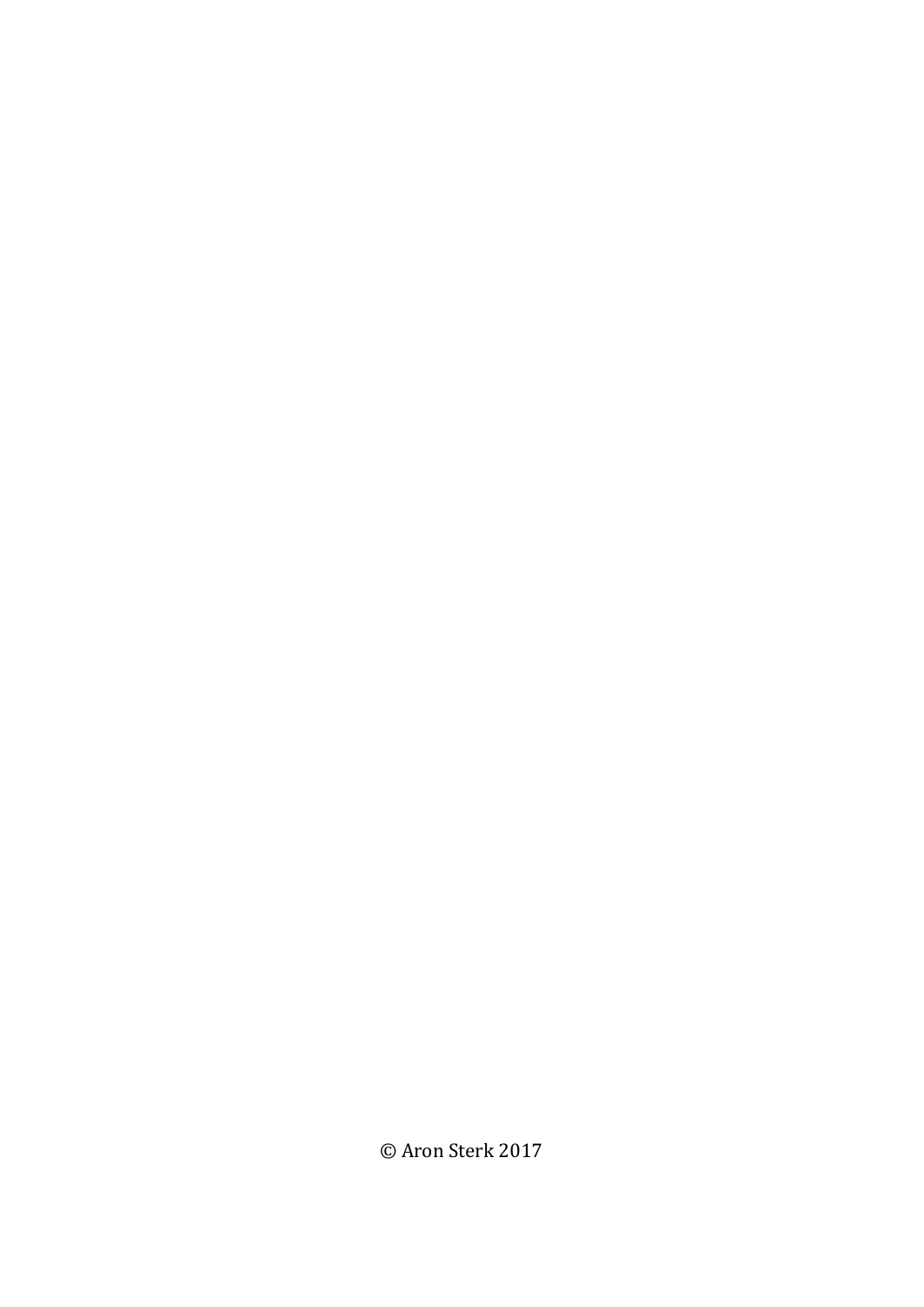© Aron Sterk 2017